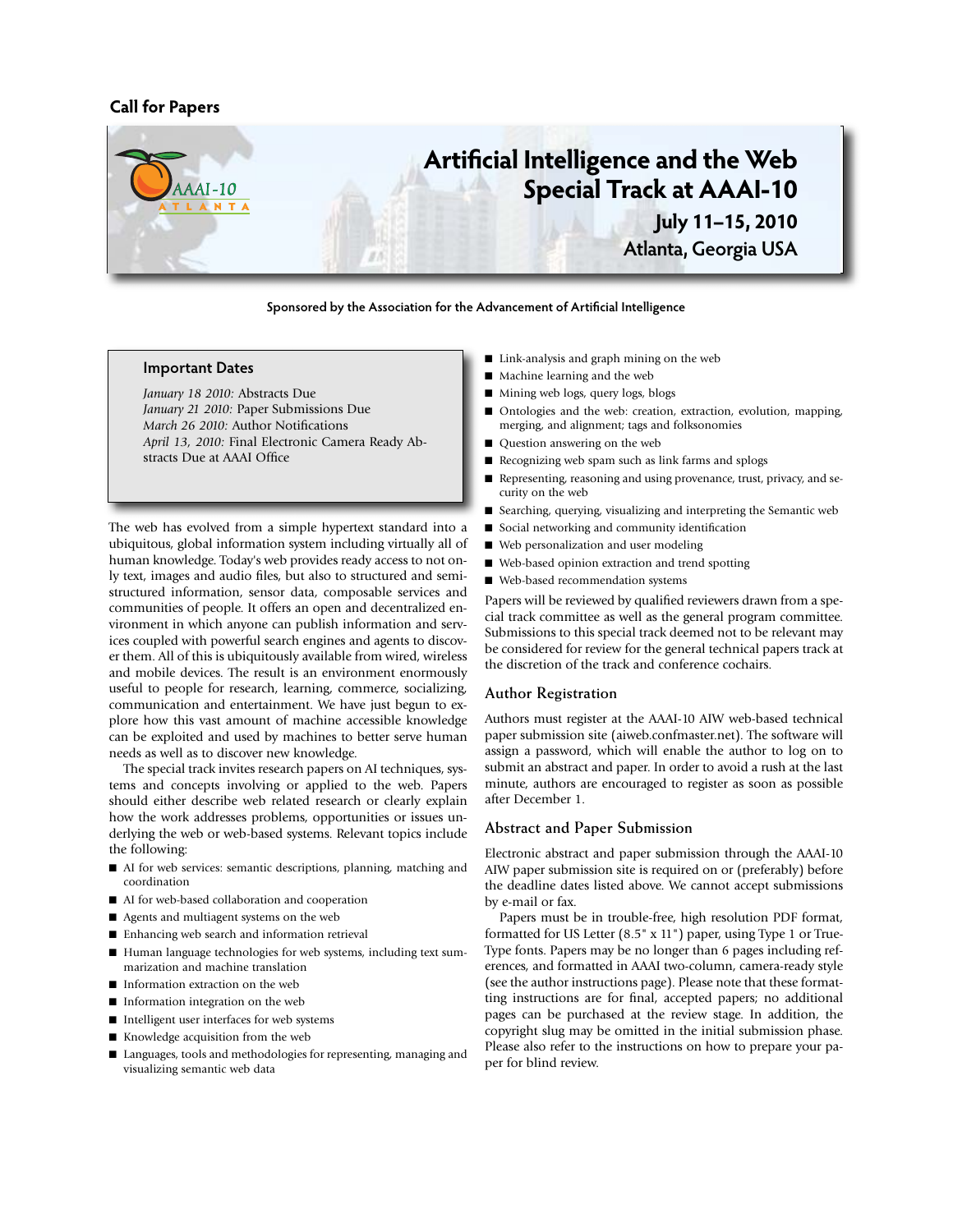Call for Papers

# Artificial Intelligence and the Web Special Track at AAAI-10

## July 11–15, 2010
## Atlanta, Georgia USA

**Sponsored by the Association for the Advancement of Artificial Intelligence**

### Important Dates

*January 18 2010:* Abstracts Due
*January 21 2010:* Paper Submissions Due
*March 26 2010:* Author Notifications
*April 13, 2010:* Final Electronic Camera Ready Abstracts Due at AAAI Office

The web has evolved from a simple hypertext standard into a ubiquitous, global information system including virtually all of human knowledge. Today's web provides ready access to not only text, images and audio files, but also to structured and semi-structured information, sensor data, composable services and communities of people. It offers an open and decentralized environment in which anyone can publish information and services coupled with powerful search engines and agents to discover them. All of this is ubiquitously available from wired, wireless and mobile devices. The result is an environment enormously useful to people for research, learning, commerce, socializing, communication and entertainment. We have just begun to explore how this vast amount of machine accessible knowledge can be exploited and used by machines to better serve human needs as well as to discover new knowledge.

The special track invites research papers on AI techniques, systems and concepts involving or applied to the web. Papers should either describe web related research or clearly explain how the work addresses problems, opportunities or issues underlying the web or web-based systems. Relevant topics include the following:

- AI for web services: semantic descriptions, planning, matching and coordination
- AI for web-based collaboration and cooperation
- Agents and multiagent systems on the web
- Enhancing web search and information retrieval
- Human language technologies for web systems, including text summarization and machine translation
- Information extraction on the web
- Information integration on the web
- Intelligent user interfaces for web systems
- Knowledge acquisition from the web
- Languages, tools and methodologies for representing, managing and visualizing semantic web data
- Link-analysis and graph mining on the web
- Machine learning and the web
- Mining web logs, query logs, blogs
- Ontologies and the web: creation, extraction, evolution, mapping, merging, and alignment; tags and folksonomies
- Question answering on the web
- Recognizing web spam such as link farms and splogs
- Representing, reasoning and using provenance, trust, privacy, and security on the web
- Searching, querying, visualizing and interpreting the Semantic web
- Social networking and community identification
- Web personalization and user modeling
- Web-based opinion extraction and trend spotting
- Web-based recommendation systems

Papers will be reviewed by qualified reviewers drawn from a special track committee as well as the general program committee. Submissions to this special track deemed not to be relevant may be considered for review for the general technical papers track at the discretion of the track and conference cochairs.

### Author Registration

Authors must register at the AAAI-10 AIW web-based technical paper submission site (aiweb.confmaster.net). The software will assign a password, which will enable the author to log on to submit an abstract and paper. In order to avoid a rush at the last minute, authors are encouraged to register as soon as possible after December 1.

### Abstract and Paper Submission

Electronic abstract and paper submission through the AAAI-10 AIW paper submission site is required on or (preferably) before the deadline dates listed above. We cannot accept submissions by e-mail or fax.

Papers must be in trouble-free, high resolution PDF format, formatted for US Letter (8.5" x 11") paper, using Type 1 or TrueType fonts. Papers may be no longer than 6 pages including references, and formatted in AAAI two-column, camera-ready style (see the author instructions page). Please note that these formatting instructions are for final, accepted papers; no additional pages can be purchased at the review stage. In addition, the copyright slug may be omitted in the initial submission phase. Please also refer to the instructions on how to prepare your paper for blind review.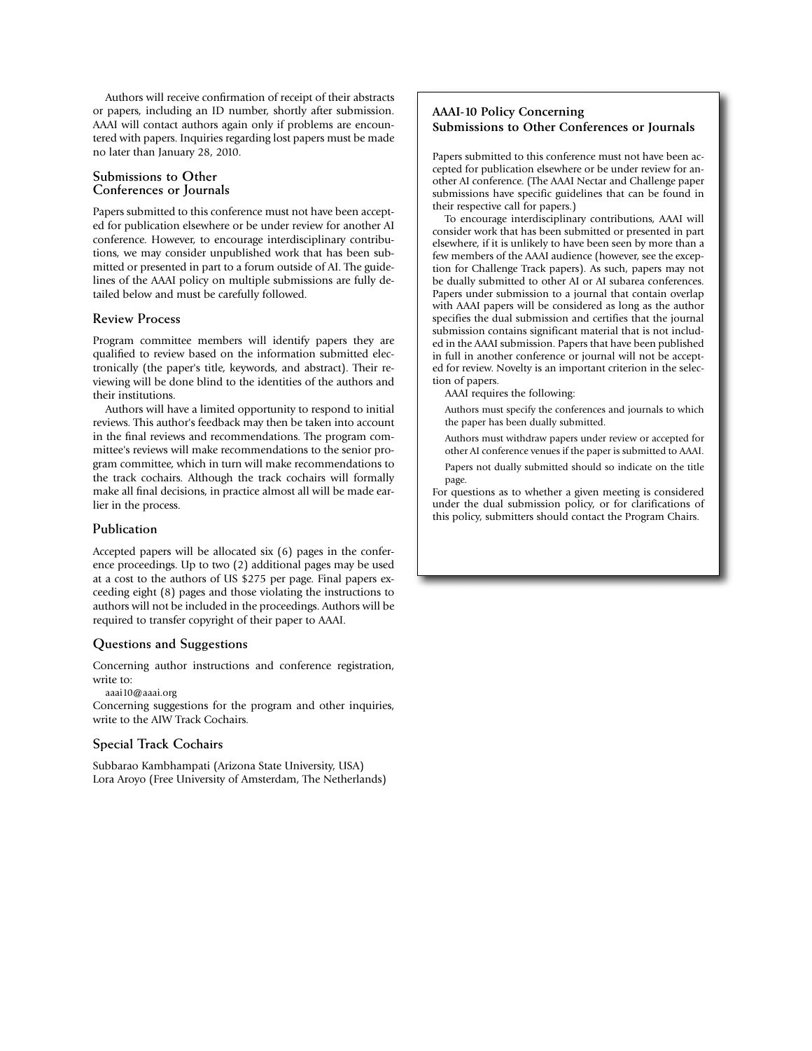Authors will receive confirmation of receipt of their abstracts or papers, including an ID number, shortly after submission. AAAI will contact authors again only if problems are encountered with papers. Inquiries regarding lost papers must be made no later than January 28, 2010.

## Submissions to Other Conferences or Journals

Papers submitted to this conference must not have been accepted for publication elsewhere or be under review for another AI conference. However, to encourage interdisciplinary contributions, we may consider unpublished work that has been submitted or presented in part to a forum outside of AI. The guidelines of the AAAI policy on multiple submissions are fully detailed below and must be carefully followed.

## Review Process

Program committee members will identify papers they are qualified to review based on the information submitted electronically (the paper's title, keywords, and abstract). Their reviewing will be done blind to the identities of the authors and their institutions.

Authors will have a limited opportunity to respond to initial reviews. This author's feedback may then be taken into account in the final reviews and recommendations. The program committee's reviews will make recommendations to the senior program committee, which in turn will make recommendations to the track cochairs. Although the track cochairs will formally make all final decisions, in practice almost all will be made earlier in the process.

## Publication

Accepted papers will be allocated six (6) pages in the conference proceedings. Up to two (2) additional pages may be used at a cost to the authors of US $275 per page. Final papers exceeding eight (8) pages and those violating the instructions to authors will not be included in the proceedings. Authors will be required to transfer copyright of their paper to AAAI.

## Questions and Suggestions

Concerning author instructions and conference registration, write to:

aaai10@aaai.org

Concerning suggestions for the program and other inquiries, write to the AIW Track Cochairs.

## Special Track Cochairs

Subbarao Kambhampati (Arizona State University, USA)
Lora Aroyo (Free University of Amsterdam, The Netherlands)

## AAAI-10 Policy Concerning Submissions to Other Conferences or Journals

Papers submitted to this conference must not have been accepted for publication elsewhere or be under review for another AI conference. (The AAAI Nectar and Challenge paper submissions have specific guidelines that can be found in their respective call for papers.)

To encourage interdisciplinary contributions, AAAI will consider work that has been submitted or presented in part elsewhere, if it is unlikely to have been seen by more than a few members of the AAAI audience (however, see the exception for Challenge Track papers). As such, papers may not be dually submitted to other AI or AI subarea conferences. Papers under submission to a journal that contain overlap with AAAI papers will be considered as long as the author specifies the dual submission and certifies that the journal submission contains significant material that is not included in the AAAI submission. Papers that have been published in full in another conference or journal will not be accepted for review. Novelty is an important criterion in the selection of papers.

AAAI requires the following:

Authors must specify the conferences and journals to which the paper has been dually submitted.

Authors must withdraw papers under review or accepted for other AI conference venues if the paper is submitted to AAAI.

Papers not dually submitted should so indicate on the title page.

For questions as to whether a given meeting is considered under the dual submission policy, or for clarifications of this policy, submitters should contact the Program Chairs.